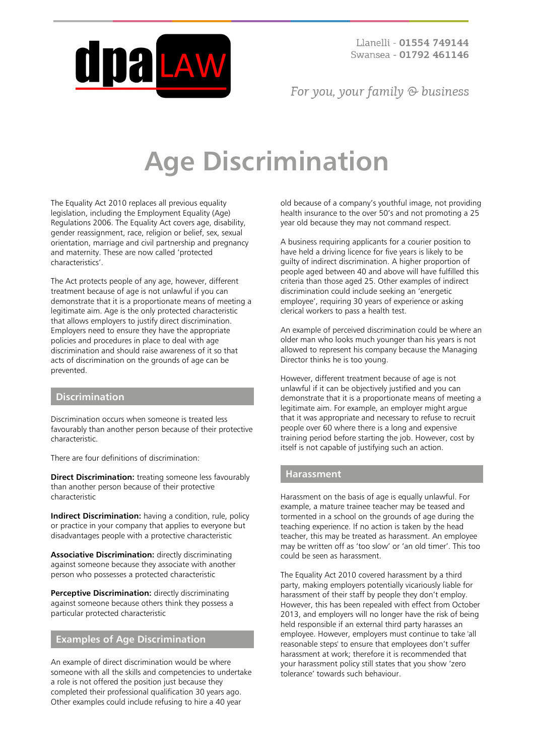Llanelli - **01554 749144**
Swansea - **01792 461146**

*For you, your family & business*

# Age Discrimination

The Equality Act 2010 replaces all previous equality legislation, including the Employment Equality (Age) Regulations 2006. The Equality Act covers age, disability, gender reassignment, race, religion or belief, sex, sexual orientation, marriage and civil partnership and pregnancy and maternity. These are now called 'protected characteristics'.

The Act protects people of any age, however, different treatment because of age is not unlawful if you can demonstrate that it is a proportionate means of meeting a legitimate aim. Age is the only protected characteristic that allows employers to justify direct discrimination. Employers need to ensure they have the appropriate policies and procedures in place to deal with age discrimination and should raise awareness of it so that acts of discrimination on the grounds of age can be prevented.

## Discrimination

Discrimination occurs when someone is treated less favourably than another person because of their protective characteristic.

There are four definitions of discrimination:

**Direct Discrimination:** treating someone less favourably than another person because of their protective characteristic

**Indirect Discrimination:** having a condition, rule, policy or practice in your company that applies to everyone but disadvantages people with a protective characteristic

**Associative Discrimination:** directly discriminating against someone because they associate with another person who possesses a protected characteristic

**Perceptive Discrimination:** directly discriminating against someone because others think they possess a particular protected characteristic

## Examples of Age Discrimination

An example of direct discrimination would be where someone with all the skills and competencies to undertake a role is not offered the position just because they completed their professional qualification 30 years ago. Other examples could include refusing to hire a 40 year old because of a company's youthful image, not providing health insurance to the over 50's and not promoting a 25 year old because they may not command respect.

A business requiring applicants for a courier position to have held a driving licence for five years is likely to be guilty of indirect discrimination. A higher proportion of people aged between 40 and above will have fulfilled this criteria than those aged 25. Other examples of indirect discrimination could include seeking an 'energetic employee', requiring 30 years of experience or asking clerical workers to pass a health test.

An example of perceived discrimination could be where an older man who looks much younger than his years is not allowed to represent his company because the Managing Director thinks he is too young.

However, different treatment because of age is not unlawful if it can be objectively justified and you can demonstrate that it is a proportionate means of meeting a legitimate aim. For example, an employer might argue that it was appropriate and necessary to refuse to recruit people over 60 where there is a long and expensive training period before starting the job. However, cost by itself is not capable of justifying such an action.

## Harassment

Harassment on the basis of age is equally unlawful. For example, a mature trainee teacher may be teased and tormented in a school on the grounds of age during the teaching experience. If no action is taken by the head teacher, this may be treated as harassment. An employee may be written off as 'too slow' or 'an old timer'. This too could be seen as harassment.

The Equality Act 2010 covered harassment by a third party, making employers potentially vicariously liable for harassment of their staff by people they don't employ. However, this has been repealed with effect from October 2013, and employers will no longer have the risk of being held responsible if an external third party harasses an employee. However, employers must continue to take 'all reasonable steps' to ensure that employees don't suffer harassment at work; therefore it is recommended that your harassment policy still states that you show 'zero tolerance' towards such behaviour.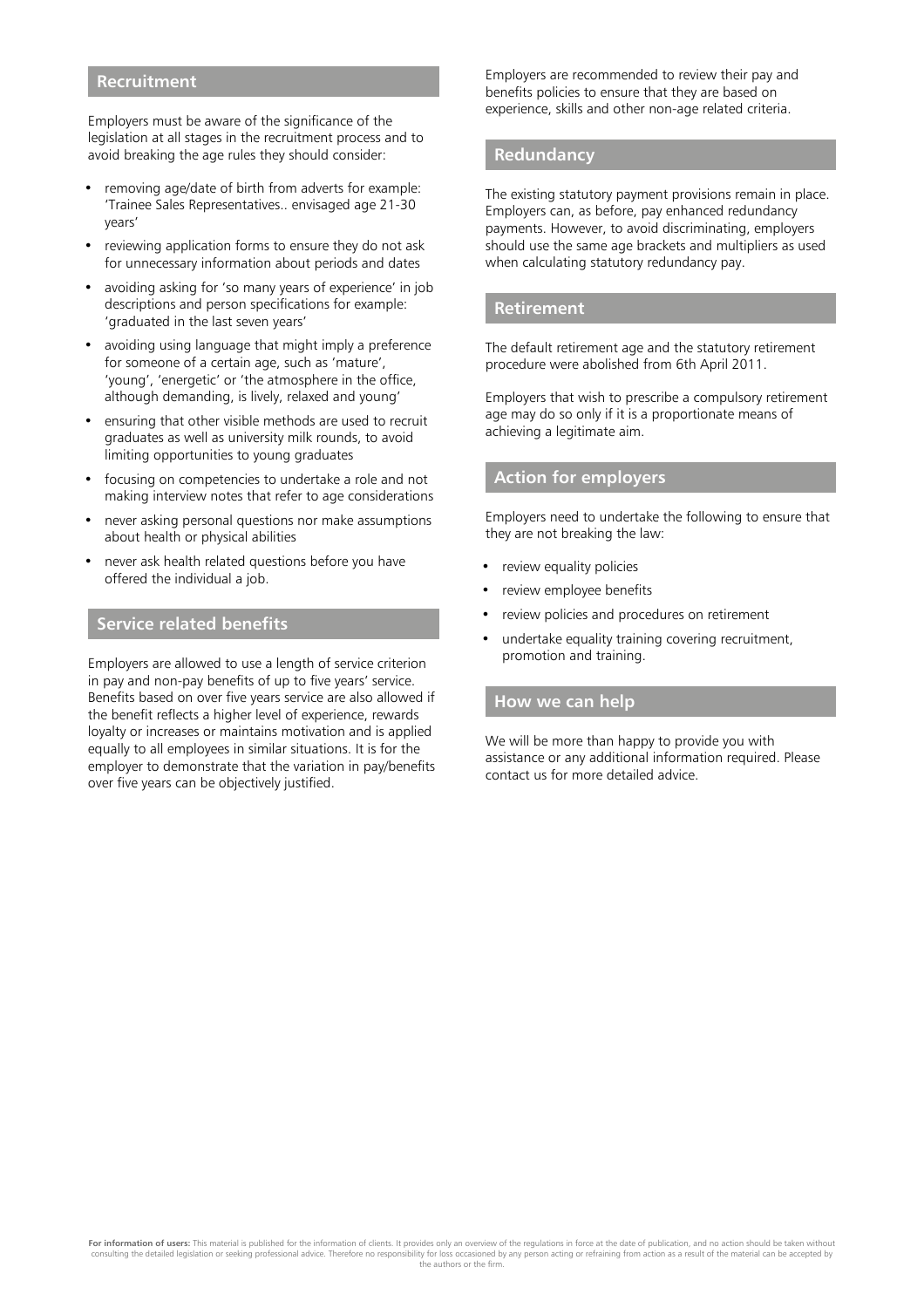## Recruitment

Employers must be aware of the significance of the legislation at all stages in the recruitment process and to avoid breaking the age rules they should consider:

- removing age/date of birth from adverts for example: 'Trainee Sales Representatives.. envisaged age 21-30 years'
- reviewing application forms to ensure they do not ask for unnecessary information about periods and dates
- avoiding asking for 'so many years of experience' in job descriptions and person specifications for example: 'graduated in the last seven years'
- avoiding using language that might imply a preference for someone of a certain age, such as 'mature', 'young', 'energetic' or 'the atmosphere in the office, although demanding, is lively, relaxed and young'
- ensuring that other visible methods are used to recruit graduates as well as university milk rounds, to avoid limiting opportunities to young graduates
- focusing on competencies to undertake a role and not making interview notes that refer to age considerations
- never asking personal questions nor make assumptions about health or physical abilities
- never ask health related questions before you have offered the individual a job.

## Service related benefits

Employers are allowed to use a length of service criterion in pay and non-pay benefits of up to five years' service. Benefits based on over five years service are also allowed if the benefit reflects a higher level of experience, rewards loyalty or increases or maintains motivation and is applied equally to all employees in similar situations. It is for the employer to demonstrate that the variation in pay/benefits over five years can be objectively justified.

Employers are recommended to review their pay and benefits policies to ensure that they are based on experience, skills and other non-age related criteria.

## Redundancy

The existing statutory payment provisions remain in place. Employers can, as before, pay enhanced redundancy payments. However, to avoid discriminating, employers should use the same age brackets and multipliers as used when calculating statutory redundancy pay.

## Retirement

The default retirement age and the statutory retirement procedure were abolished from 6th April 2011.

Employers that wish to prescribe a compulsory retirement age may do so only if it is a proportionate means of achieving a legitimate aim.

## Action for employers

Employers need to undertake the following to ensure that they are not breaking the law:

- review equality policies
- review employee benefits
- review policies and procedures on retirement
- undertake equality training covering recruitment, promotion and training.

## How we can help

We will be more than happy to provide you with assistance or any additional information required. Please contact us for more detailed advice.

**For information of users:** This material is published for the information of clients. It provides only an overview of the regulations in force at the date of publication, and no action should be taken without consulting the detailed legislation or seeking professional advice. Therefore no responsibility for loss occasioned by any person acting or refraining from action as a result of the material can be accepted by the authors or the firm.